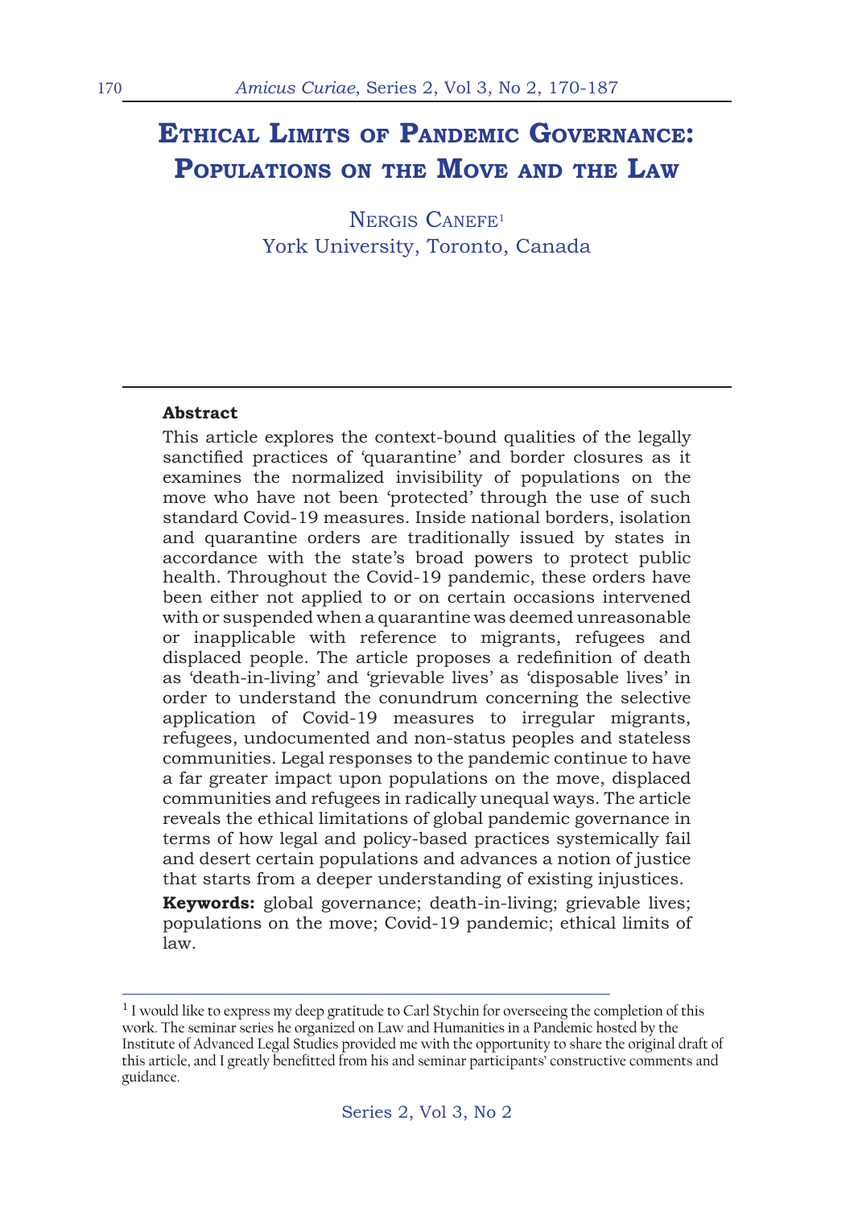# Ethical Limits of Pandemic Governance: Populations on the Move and the Law

Nergis Canefe[1]
York University, Toronto, Canada

**Abstract**

This article explores the context-bound qualities of the legally sanctified practices of 'quarantine' and border closures as it examines the normalized invisibility of populations on the move who have not been 'protected' through the use of such standard Covid-19 measures. Inside national borders, isolation and quarantine orders are traditionally issued by states in accordance with the state's broad powers to protect public health. Throughout the Covid-19 pandemic, these orders have been either not applied to or on certain occasions intervened with or suspended when a quarantine was deemed unreasonable or inapplicable with reference to migrants, refugees and displaced people. The article proposes a redefinition of death as 'death-in-living' and 'grievable lives' as 'disposable lives' in order to understand the conundrum concerning the selective application of Covid-19 measures to irregular migrants, refugees, undocumented and non-status peoples and stateless communities. Legal responses to the pandemic continue to have a far greater impact upon populations on the move, displaced communities and refugees in radically unequal ways. The article reveals the ethical limitations of global pandemic governance in terms of how legal and policy-based practices systemically fail and desert certain populations and advances a notion of justice that starts from a deeper understanding of existing injustices.

**Keywords:** global governance; death-in-living; grievable lives; populations on the move; Covid-19 pandemic; ethical limits of law.

---

[1] I would like to express my deep gratitude to Carl Stychin for overseeing the completion of this work. The seminar series he organized on Law and Humanities in a Pandemic hosted by the Institute of Advanced Legal Studies provided me with the opportunity to share the original draft of this article, and I greatly benefitted from his and seminar participants' constructive comments and guidance.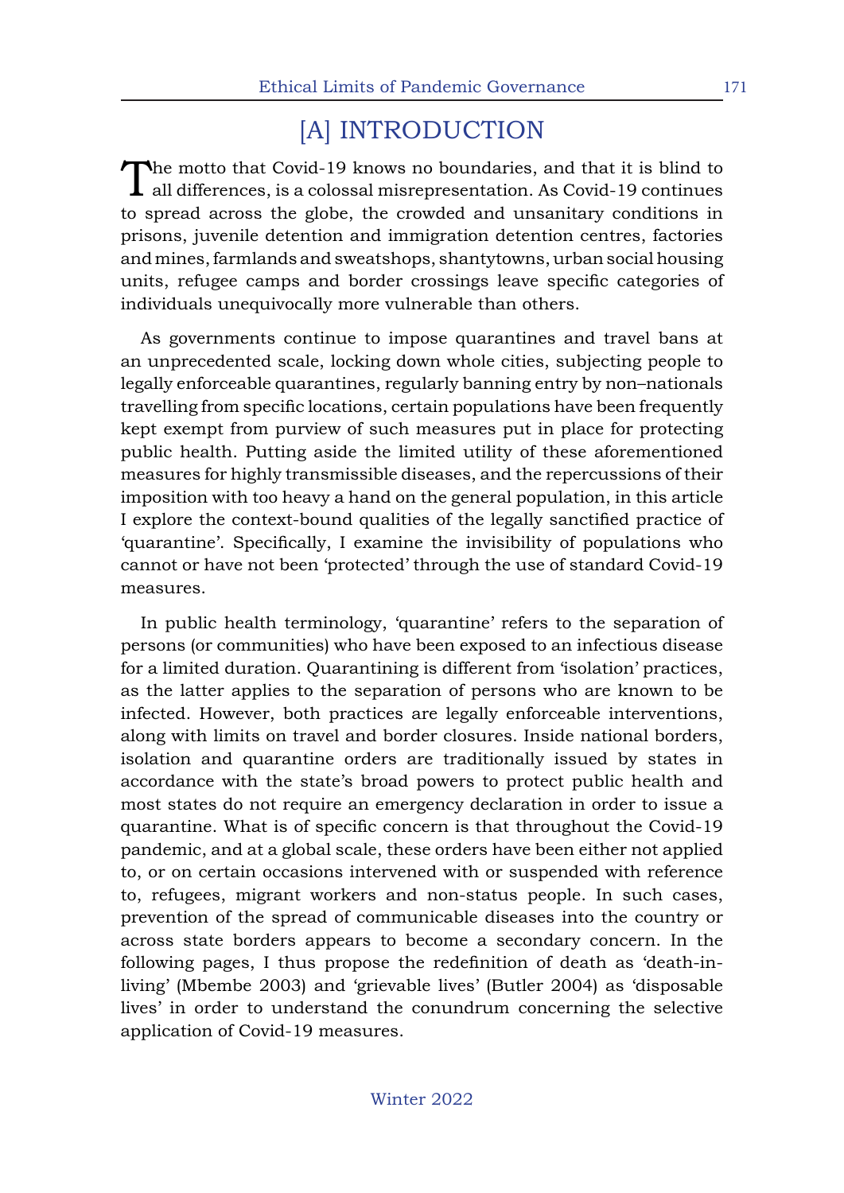# [A] INTRODUCTION

The motto that Covid-19 knows no boundaries, and that it is blind to all differences, is a colossal misrepresentation. As Covid-19 continues to spread across the globe, the crowded and unsanitary conditions in prisons, juvenile detention and immigration detention centres, factories and mines, farmlands and sweatshops, shantytowns, urban social housing units, refugee camps and border crossings leave specific categories of individuals unequivocally more vulnerable than others.

As governments continue to impose quarantines and travel bans at an unprecedented scale, locking down whole cities, subjecting people to legally enforceable quarantines, regularly banning entry by non–nationals travelling from specific locations, certain populations have been frequently kept exempt from purview of such measures put in place for protecting public health. Putting aside the limited utility of these aforementioned measures for highly transmissible diseases, and the repercussions of their imposition with too heavy a hand on the general population, in this article I explore the context-bound qualities of the legally sanctified practice of 'quarantine'. Specifically, I examine the invisibility of populations who cannot or have not been 'protected' through the use of standard Covid-19 measures.

In public health terminology, 'quarantine' refers to the separation of persons (or communities) who have been exposed to an infectious disease for a limited duration. Quarantining is different from 'isolation' practices, as the latter applies to the separation of persons who are known to be infected. However, both practices are legally enforceable interventions, along with limits on travel and border closures. Inside national borders, isolation and quarantine orders are traditionally issued by states in accordance with the state's broad powers to protect public health and most states do not require an emergency declaration in order to issue a quarantine. What is of specific concern is that throughout the Covid-19 pandemic, and at a global scale, these orders have been either not applied to, or on certain occasions intervened with or suspended with reference to, refugees, migrant workers and non-status people. In such cases, prevention of the spread of communicable diseases into the country or across state borders appears to become a secondary concern. In the following pages, I thus propose the redefinition of death as 'death-in-living' (Mbembe 2003) and 'grievable lives' (Butler 2004) as 'disposable lives' in order to understand the conundrum concerning the selective application of Covid-19 measures.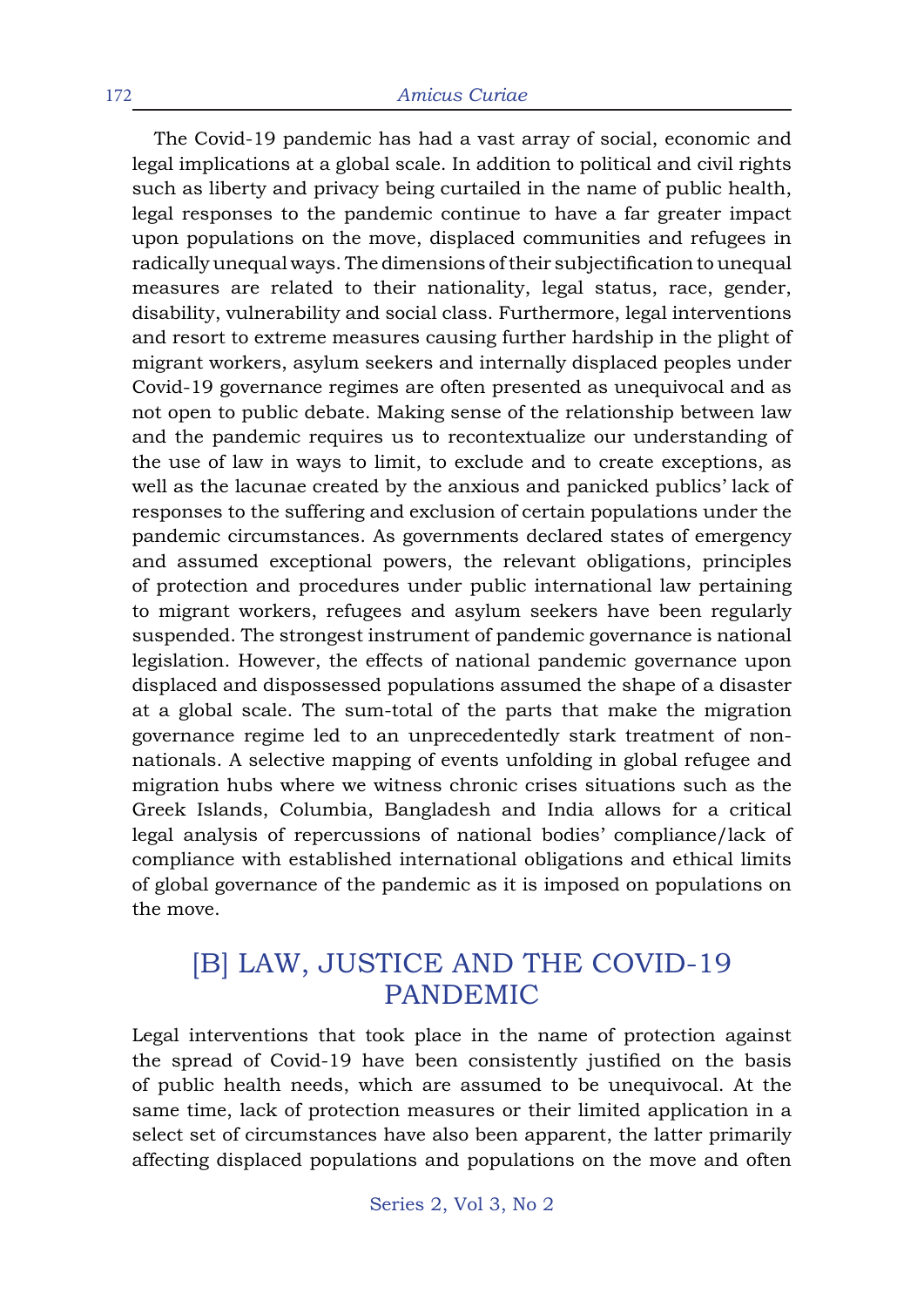The Covid-19 pandemic has had a vast array of social, economic and legal implications at a global scale. In addition to political and civil rights such as liberty and privacy being curtailed in the name of public health, legal responses to the pandemic continue to have a far greater impact upon populations on the move, displaced communities and refugees in radically unequal ways. The dimensions of their subjectification to unequal measures are related to their nationality, legal status, race, gender, disability, vulnerability and social class. Furthermore, legal interventions and resort to extreme measures causing further hardship in the plight of migrant workers, asylum seekers and internally displaced peoples under Covid-19 governance regimes are often presented as unequivocal and as not open to public debate. Making sense of the relationship between law and the pandemic requires us to recontextualize our understanding of the use of law in ways to limit, to exclude and to create exceptions, as well as the lacunae created by the anxious and panicked publics' lack of responses to the suffering and exclusion of certain populations under the pandemic circumstances. As governments declared states of emergency and assumed exceptional powers, the relevant obligations, principles of protection and procedures under public international law pertaining to migrant workers, refugees and asylum seekers have been regularly suspended. The strongest instrument of pandemic governance is national legislation. However, the effects of national pandemic governance upon displaced and dispossessed populations assumed the shape of a disaster at a global scale. The sum-total of the parts that make the migration governance regime led to an unprecedentedly stark treatment of non-nationals. A selective mapping of events unfolding in global refugee and migration hubs where we witness chronic crises situations such as the Greek Islands, Columbia, Bangladesh and India allows for a critical legal analysis of repercussions of national bodies' compliance/lack of compliance with established international obligations and ethical limits of global governance of the pandemic as it is imposed on populations on the move.

## [B] LAW, JUSTICE AND THE COVID-19 PANDEMIC

Legal interventions that took place in the name of protection against the spread of Covid-19 have been consistently justified on the basis of public health needs, which are assumed to be unequivocal. At the same time, lack of protection measures or their limited application in a select set of circumstances have also been apparent, the latter primarily affecting displaced populations and populations on the move and often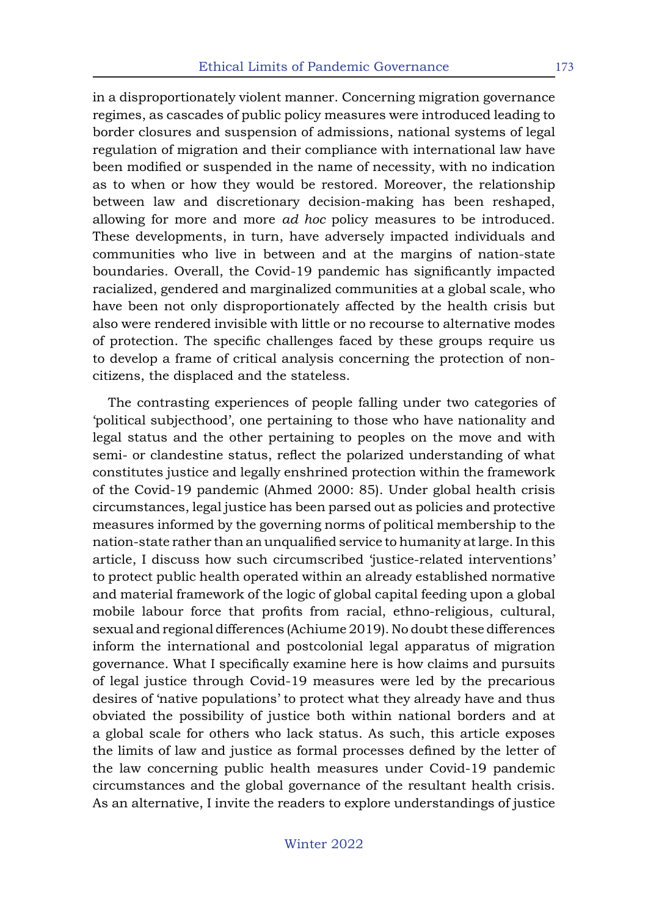in a disproportionately violent manner. Concerning migration governance regimes, as cascades of public policy measures were introduced leading to border closures and suspension of admissions, national systems of legal regulation of migration and their compliance with international law have been modified or suspended in the name of necessity, with no indication as to when or how they would be restored. Moreover, the relationship between law and discretionary decision-making has been reshaped, allowing for more and more *ad hoc* policy measures to be introduced. These developments, in turn, have adversely impacted individuals and communities who live in between and at the margins of nation-state boundaries. Overall, the Covid-19 pandemic has significantly impacted racialized, gendered and marginalized communities at a global scale, who have been not only disproportionately affected by the health crisis but also were rendered invisible with little or no recourse to alternative modes of protection. The specific challenges faced by these groups require us to develop a frame of critical analysis concerning the protection of non-citizens, the displaced and the stateless.

The contrasting experiences of people falling under two categories of 'political subjecthood', one pertaining to those who have nationality and legal status and the other pertaining to peoples on the move and with semi- or clandestine status, reflect the polarized understanding of what constitutes justice and legally enshrined protection within the framework of the Covid-19 pandemic (Ahmed 2000: 85). Under global health crisis circumstances, legal justice has been parsed out as policies and protective measures informed by the governing norms of political membership to the nation-state rather than an unqualified service to humanity at large. In this article, I discuss how such circumscribed 'justice-related interventions' to protect public health operated within an already established normative and material framework of the logic of global capital feeding upon a global mobile labour force that profits from racial, ethno-religious, cultural, sexual and regional differences (Achiume 2019). No doubt these differences inform the international and postcolonial legal apparatus of migration governance. What I specifically examine here is how claims and pursuits of legal justice through Covid-19 measures were led by the precarious desires of 'native populations' to protect what they already have and thus obviated the possibility of justice both within national borders and at a global scale for others who lack status. As such, this article exposes the limits of law and justice as formal processes defined by the letter of the law concerning public health measures under Covid-19 pandemic circumstances and the global governance of the resultant health crisis. As an alternative, I invite the readers to explore understandings of justice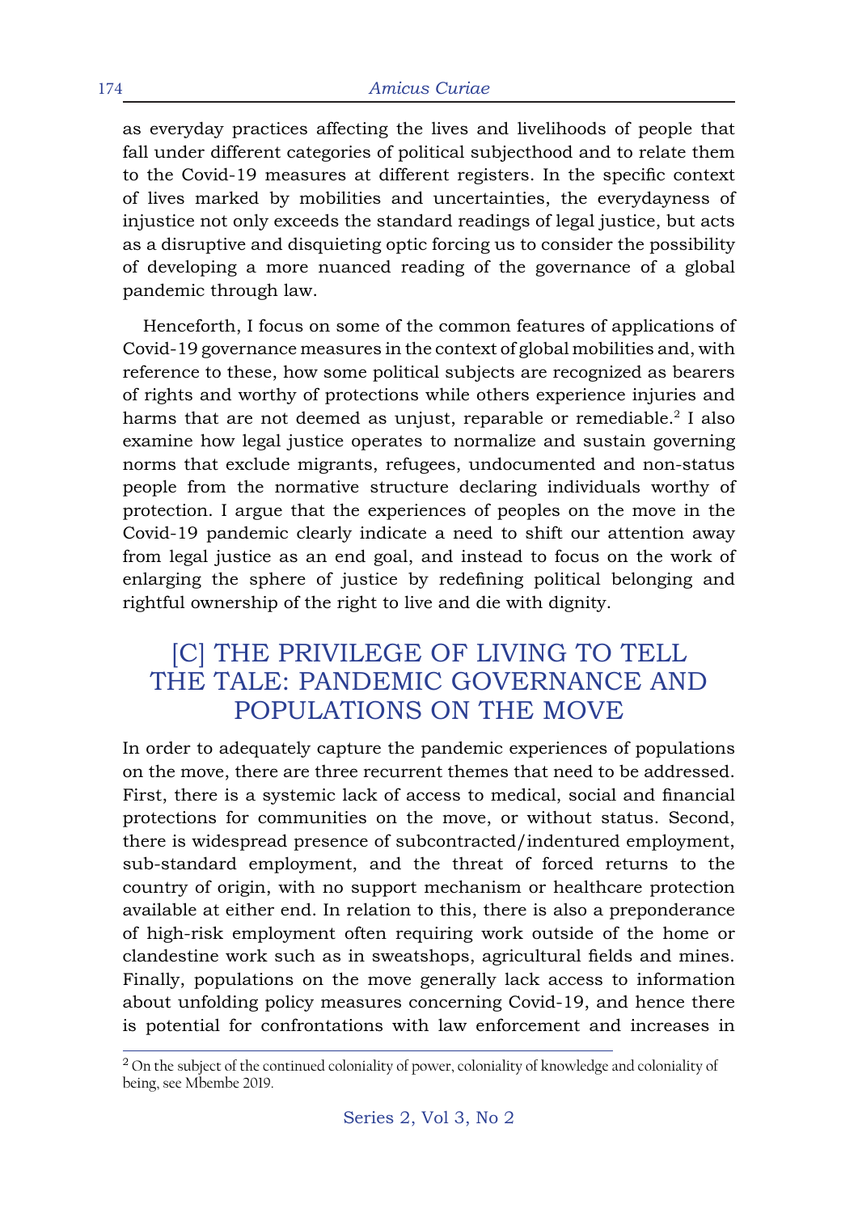as everyday practices affecting the lives and livelihoods of people that fall under different categories of political subjecthood and to relate them to the Covid-19 measures at different registers. In the specific context of lives marked by mobilities and uncertainties, the everydayness of injustice not only exceeds the standard readings of legal justice, but acts as a disruptive and disquieting optic forcing us to consider the possibility of developing a more nuanced reading of the governance of a global pandemic through law.

Henceforth, I focus on some of the common features of applications of Covid-19 governance measures in the context of global mobilities and, with reference to these, how some political subjects are recognized as bearers of rights and worthy of protections while others experience injuries and harms that are not deemed as unjust, reparable or remediable.[2] I also examine how legal justice operates to normalize and sustain governing norms that exclude migrants, refugees, undocumented and non-status people from the normative structure declaring individuals worthy of protection. I argue that the experiences of peoples on the move in the Covid-19 pandemic clearly indicate a need to shift our attention away from legal justice as an end goal, and instead to focus on the work of enlarging the sphere of justice by redefining political belonging and rightful ownership of the right to live and die with dignity.

## [C] THE PRIVILEGE OF LIVING TO TELL THE TALE: PANDEMIC GOVERNANCE AND POPULATIONS ON THE MOVE

In order to adequately capture the pandemic experiences of populations on the move, there are three recurrent themes that need to be addressed. First, there is a systemic lack of access to medical, social and financial protections for communities on the move, or without status. Second, there is widespread presence of subcontracted/indentured employment, sub-standard employment, and the threat of forced returns to the country of origin, with no support mechanism or healthcare protection available at either end. In relation to this, there is also a preponderance of high-risk employment often requiring work outside of the home or clandestine work such as in sweatshops, agricultural fields and mines. Finally, populations on the move generally lack access to information about unfolding policy measures concerning Covid-19, and hence there is potential for confrontations with law enforcement and increases in

[2] On the subject of the continued coloniality of power, coloniality of knowledge and coloniality of being, see Mbembe 2019.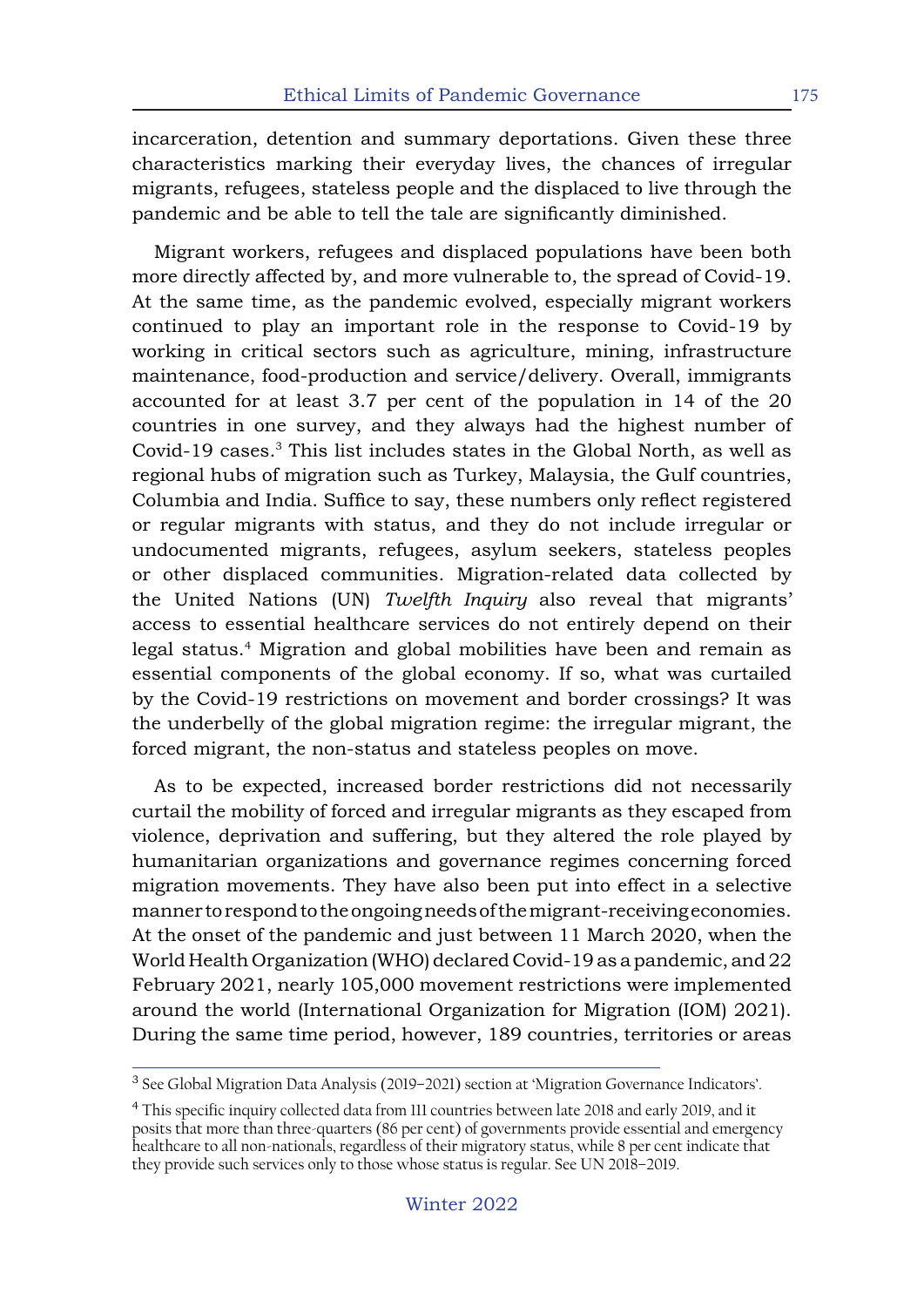incarceration, detention and summary deportations. Given these three characteristics marking their everyday lives, the chances of irregular migrants, refugees, stateless people and the displaced to live through the pandemic and be able to tell the tale are significantly diminished.

Migrant workers, refugees and displaced populations have been both more directly affected by, and more vulnerable to, the spread of Covid-19. At the same time, as the pandemic evolved, especially migrant workers continued to play an important role in the response to Covid-19 by working in critical sectors such as agriculture, mining, infrastructure maintenance, food-production and service/delivery. Overall, immigrants accounted for at least 3.7 per cent of the population in 14 of the 20 countries in one survey, and they always had the highest number of Covid-19 cases.[3] This list includes states in the Global North, as well as regional hubs of migration such as Turkey, Malaysia, the Gulf countries, Columbia and India. Suffice to say, these numbers only reflect registered or regular migrants with status, and they do not include irregular or undocumented migrants, refugees, asylum seekers, stateless peoples or other displaced communities. Migration-related data collected by the United Nations (UN) *Twelfth Inquiry* also reveal that migrants' access to essential healthcare services do not entirely depend on their legal status.[4] Migration and global mobilities have been and remain as essential components of the global economy. If so, what was curtailed by the Covid-19 restrictions on movement and border crossings? It was the underbelly of the global migration regime: the irregular migrant, the forced migrant, the non-status and stateless peoples on move.

As to be expected, increased border restrictions did not necessarily curtail the mobility of forced and irregular migrants as they escaped from violence, deprivation and suffering, but they altered the role played by humanitarian organizations and governance regimes concerning forced migration movements. They have also been put into effect in a selective manner to respond to the ongoing needs of the migrant-receiving economies. At the onset of the pandemic and just between 11 March 2020, when the World Health Organization (WHO) declared Covid-19 as a pandemic, and 22 February 2021, nearly 105,000 movement restrictions were implemented around the world (International Organization for Migration (IOM) 2021). During the same time period, however, 189 countries, territories or areas

---

[3] See Global Migration Data Analysis (2019–2021) section at 'Migration Governance Indicators'.

[4] This specific inquiry collected data from 111 countries between late 2018 and early 2019, and it posits that more than three-quarters (86 per cent) of governments provide essential and emergency healthcare to all non-nationals, regardless of their migratory status, while 8 per cent indicate that they provide such services only to those whose status is regular. See UN 2018–2019.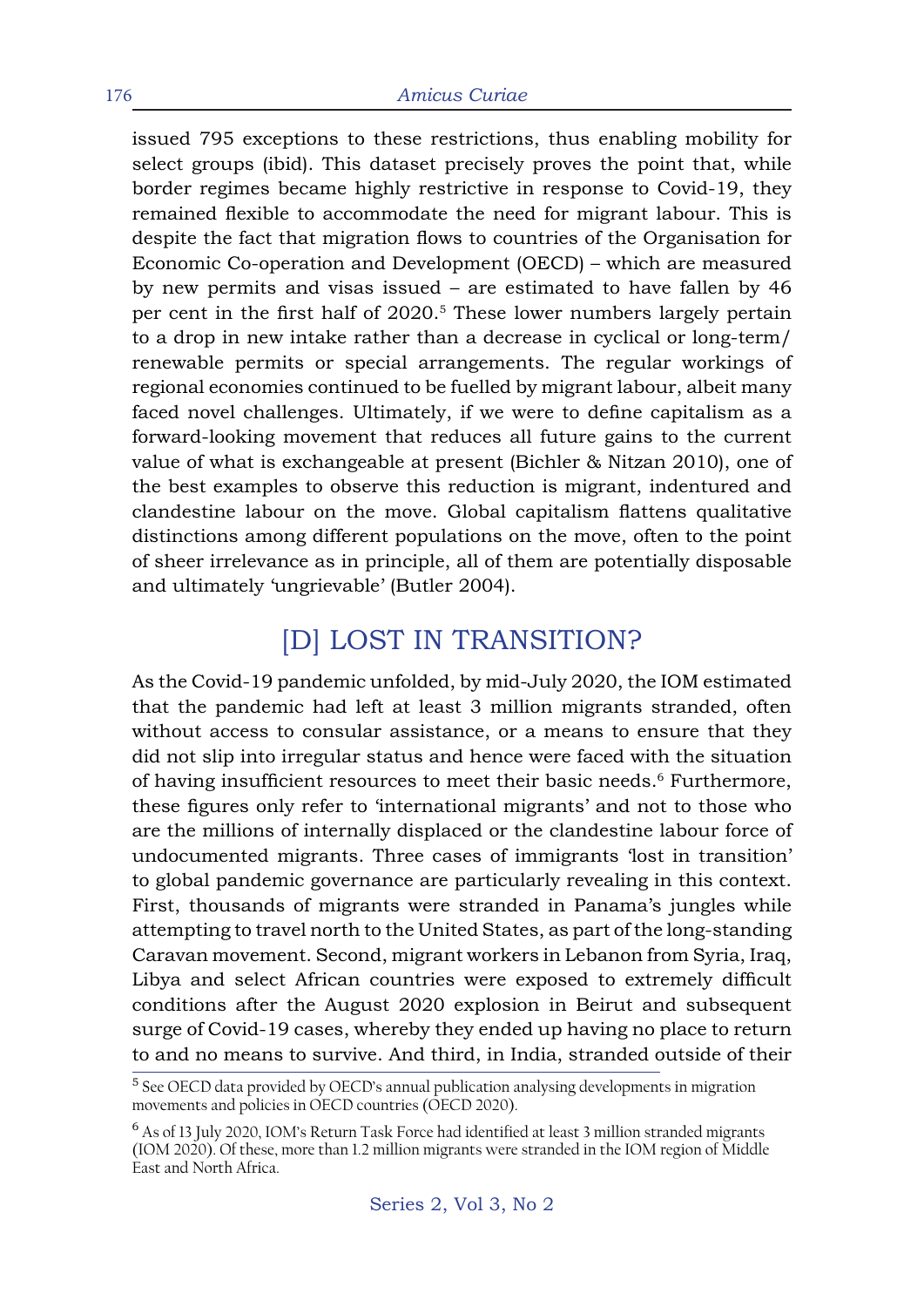issued 795 exceptions to these restrictions, thus enabling mobility for select groups (ibid). This dataset precisely proves the point that, while border regimes became highly restrictive in response to Covid-19, they remained flexible to accommodate the need for migrant labour. This is despite the fact that migration flows to countries of the Organisation for Economic Co-operation and Development (OECD) – which are measured by new permits and visas issued – are estimated to have fallen by 46 per cent in the first half of 2020.[5] These lower numbers largely pertain to a drop in new intake rather than a decrease in cyclical or long-term/renewable permits or special arrangements. The regular workings of regional economies continued to be fuelled by migrant labour, albeit many faced novel challenges. Ultimately, if we were to define capitalism as a forward-looking movement that reduces all future gains to the current value of what is exchangeable at present (Bichler & Nitzan 2010), one of the best examples to observe this reduction is migrant, indentured and clandestine labour on the move. Global capitalism flattens qualitative distinctions among different populations on the move, often to the point of sheer irrelevance as in principle, all of them are potentially disposable and ultimately 'ungrievable' (Butler 2004).

## [D] LOST IN TRANSITION?

As the Covid-19 pandemic unfolded, by mid-July 2020, the IOM estimated that the pandemic had left at least 3 million migrants stranded, often without access to consular assistance, or a means to ensure that they did not slip into irregular status and hence were faced with the situation of having insufficient resources to meet their basic needs.[6] Furthermore, these figures only refer to 'international migrants' and not to those who are the millions of internally displaced or the clandestine labour force of undocumented migrants. Three cases of immigrants 'lost in transition' to global pandemic governance are particularly revealing in this context. First, thousands of migrants were stranded in Panama's jungles while attempting to travel north to the United States, as part of the long-standing Caravan movement. Second, migrant workers in Lebanon from Syria, Iraq, Libya and select African countries were exposed to extremely difficult conditions after the August 2020 explosion in Beirut and subsequent surge of Covid-19 cases, whereby they ended up having no place to return to and no means to survive. And third, in India, stranded outside of their

[5] See OECD data provided by OECD's annual publication analysing developments in migration movements and policies in OECD countries (OECD 2020).

[6] As of 13 July 2020, IOM's Return Task Force had identified at least 3 million stranded migrants (IOM 2020). Of these, more than 1.2 million migrants were stranded in the IOM region of Middle East and North Africa.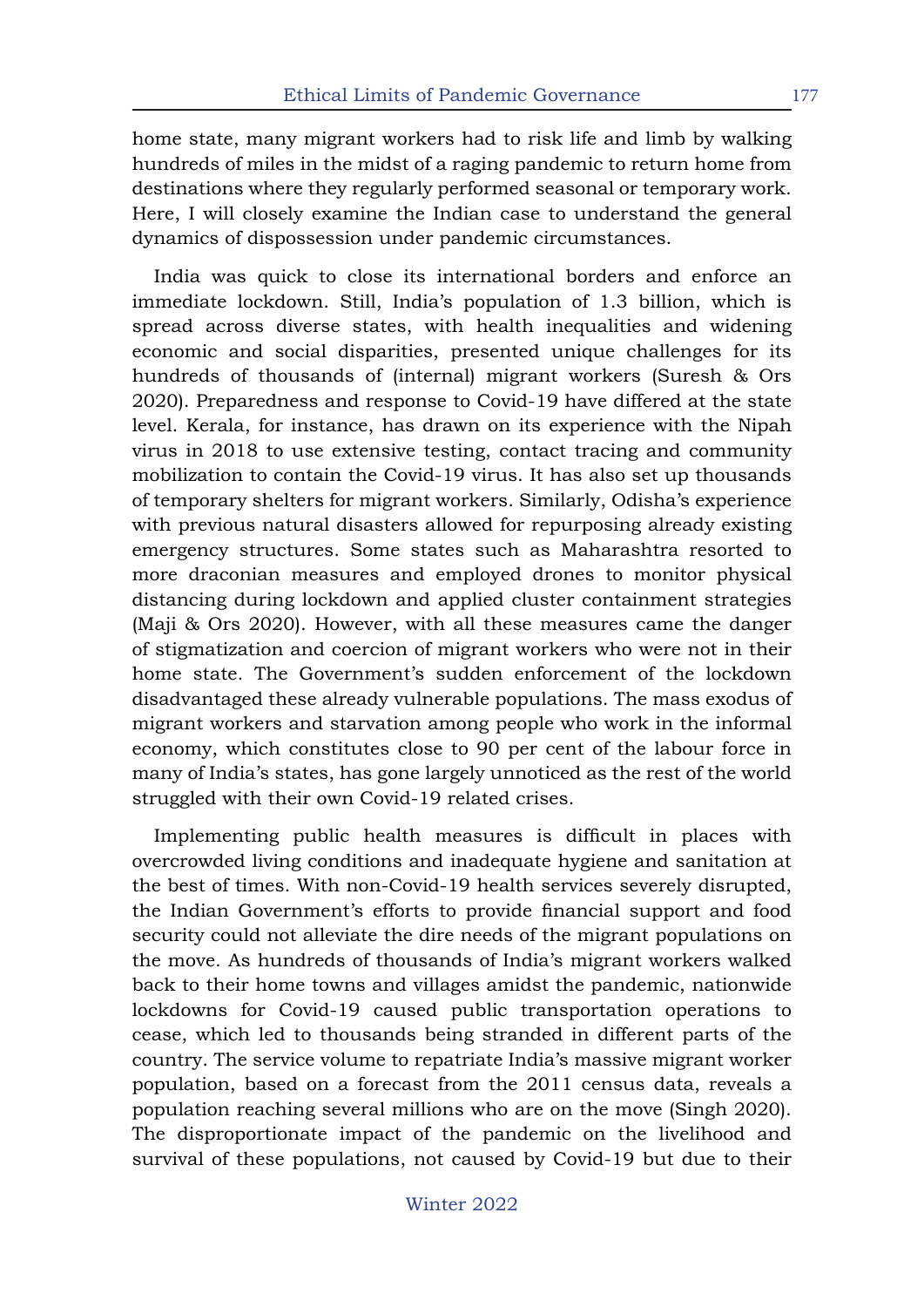home state, many migrant workers had to risk life and limb by walking hundreds of miles in the midst of a raging pandemic to return home from destinations where they regularly performed seasonal or temporary work. Here, I will closely examine the Indian case to understand the general dynamics of dispossession under pandemic circumstances.

India was quick to close its international borders and enforce an immediate lockdown. Still, India's population of 1.3 billion, which is spread across diverse states, with health inequalities and widening economic and social disparities, presented unique challenges for its hundreds of thousands of (internal) migrant workers (Suresh & Ors 2020). Preparedness and response to Covid-19 have differed at the state level. Kerala, for instance, has drawn on its experience with the Nipah virus in 2018 to use extensive testing, contact tracing and community mobilization to contain the Covid-19 virus. It has also set up thousands of temporary shelters for migrant workers. Similarly, Odisha's experience with previous natural disasters allowed for repurposing already existing emergency structures. Some states such as Maharashtra resorted to more draconian measures and employed drones to monitor physical distancing during lockdown and applied cluster containment strategies (Maji & Ors 2020). However, with all these measures came the danger of stigmatization and coercion of migrant workers who were not in their home state. The Government's sudden enforcement of the lockdown disadvantaged these already vulnerable populations. The mass exodus of migrant workers and starvation among people who work in the informal economy, which constitutes close to 90 per cent of the labour force in many of India's states, has gone largely unnoticed as the rest of the world struggled with their own Covid-19 related crises.

Implementing public health measures is difficult in places with overcrowded living conditions and inadequate hygiene and sanitation at the best of times. With non-Covid-19 health services severely disrupted, the Indian Government's efforts to provide financial support and food security could not alleviate the dire needs of the migrant populations on the move. As hundreds of thousands of India's migrant workers walked back to their home towns and villages amidst the pandemic, nationwide lockdowns for Covid-19 caused public transportation operations to cease, which led to thousands being stranded in different parts of the country. The service volume to repatriate India's massive migrant worker population, based on a forecast from the 2011 census data, reveals a population reaching several millions who are on the move (Singh 2020). The disproportionate impact of the pandemic on the livelihood and survival of these populations, not caused by Covid-19 but due to their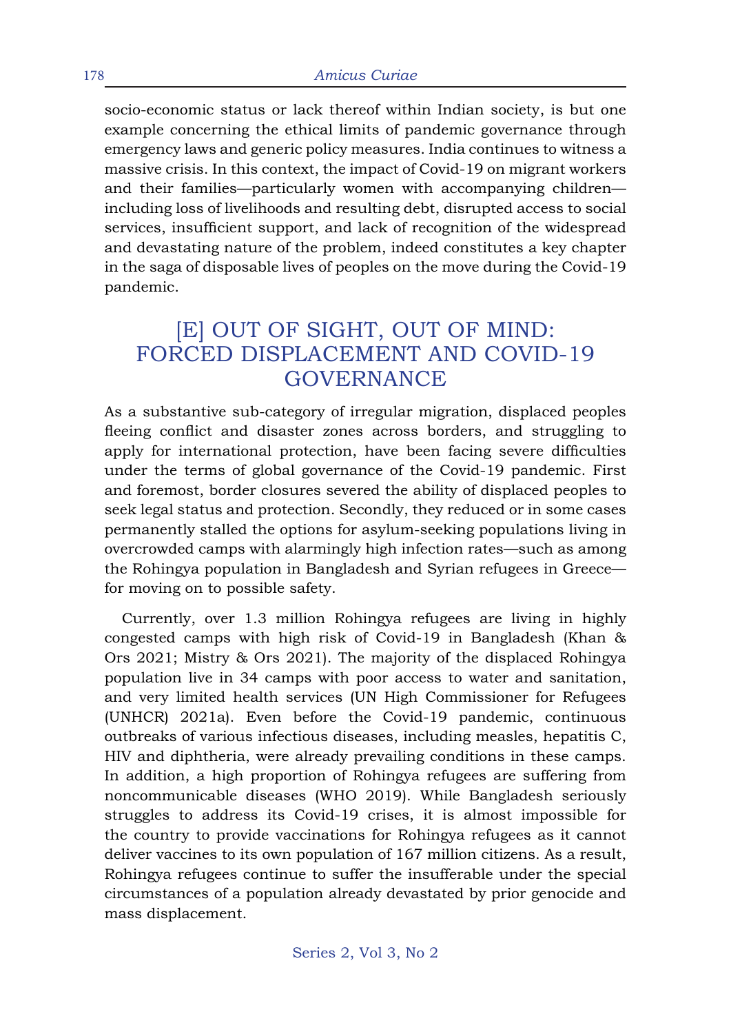socio-economic status or lack thereof within Indian society, is but one example concerning the ethical limits of pandemic governance through emergency laws and generic policy measures. India continues to witness a massive crisis. In this context, the impact of Covid-19 on migrant workers and their families—particularly women with accompanying children—including loss of livelihoods and resulting debt, disrupted access to social services, insufficient support, and lack of recognition of the widespread and devastating nature of the problem, indeed constitutes a key chapter in the saga of disposable lives of peoples on the move during the Covid-19 pandemic.

## [E] OUT OF SIGHT, OUT OF MIND: FORCED DISPLACEMENT AND COVID-19 GOVERNANCE

As a substantive sub-category of irregular migration, displaced peoples fleeing conflict and disaster zones across borders, and struggling to apply for international protection, have been facing severe difficulties under the terms of global governance of the Covid-19 pandemic. First and foremost, border closures severed the ability of displaced peoples to seek legal status and protection. Secondly, they reduced or in some cases permanently stalled the options for asylum-seeking populations living in overcrowded camps with alarmingly high infection rates—such as among the Rohingya population in Bangladesh and Syrian refugees in Greece—for moving on to possible safety.

Currently, over 1.3 million Rohingya refugees are living in highly congested camps with high risk of Covid-19 in Bangladesh (Khan & Ors 2021; Mistry & Ors 2021). The majority of the displaced Rohingya population live in 34 camps with poor access to water and sanitation, and very limited health services (UN High Commissioner for Refugees (UNHCR) 2021a). Even before the Covid-19 pandemic, continuous outbreaks of various infectious diseases, including measles, hepatitis C, HIV and diphtheria, were already prevailing conditions in these camps. In addition, a high proportion of Rohingya refugees are suffering from noncommunicable diseases (WHO 2019). While Bangladesh seriously struggles to address its Covid-19 crises, it is almost impossible for the country to provide vaccinations for Rohingya refugees as it cannot deliver vaccines to its own population of 167 million citizens. As a result, Rohingya refugees continue to suffer the insufferable under the special circumstances of a population already devastated by prior genocide and mass displacement.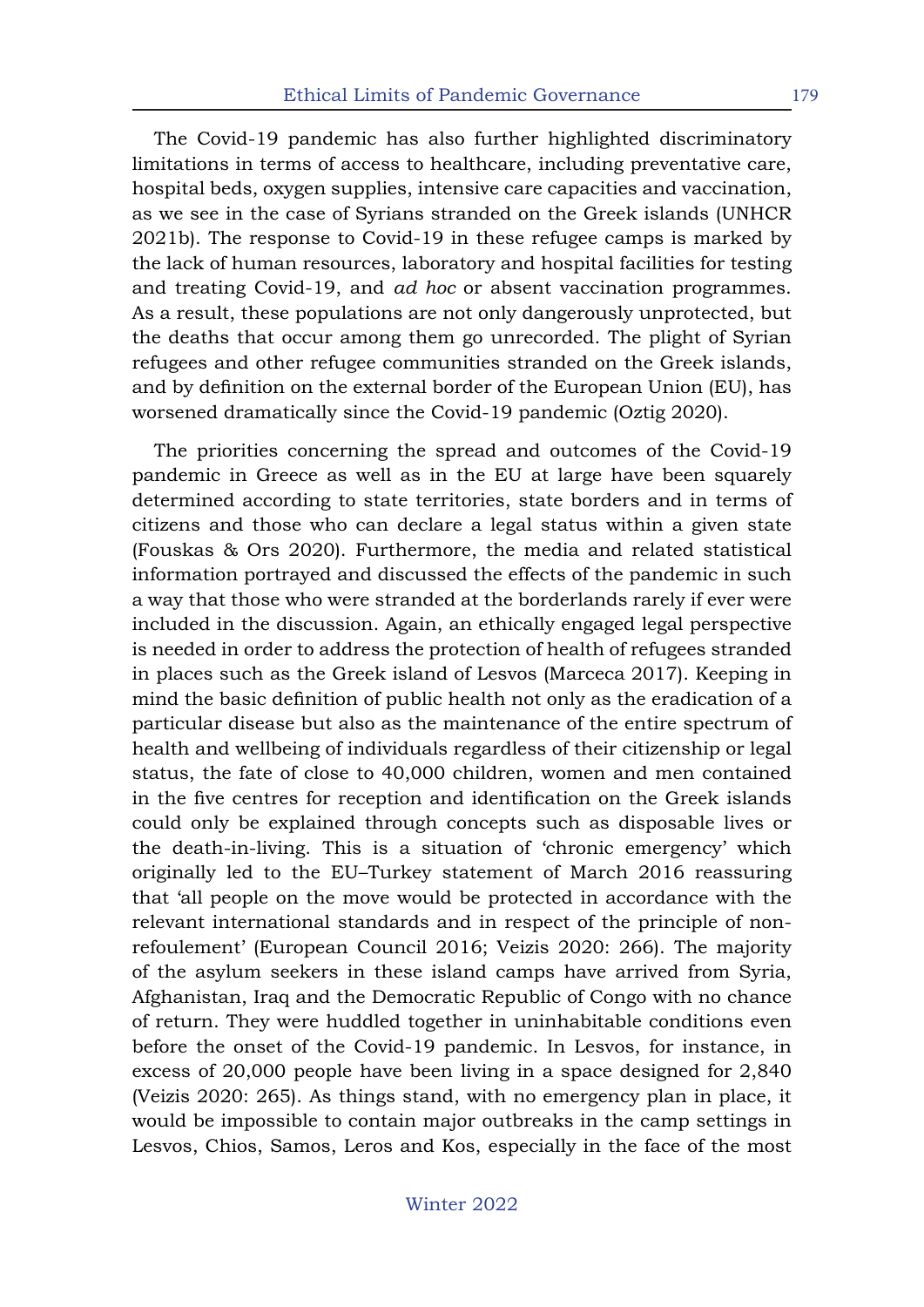The Covid-19 pandemic has also further highlighted discriminatory limitations in terms of access to healthcare, including preventative care, hospital beds, oxygen supplies, intensive care capacities and vaccination, as we see in the case of Syrians stranded on the Greek islands (UNHCR 2021b). The response to Covid-19 in these refugee camps is marked by the lack of human resources, laboratory and hospital facilities for testing and treating Covid-19, and *ad hoc* or absent vaccination programmes. As a result, these populations are not only dangerously unprotected, but the deaths that occur among them go unrecorded. The plight of Syrian refugees and other refugee communities stranded on the Greek islands, and by definition on the external border of the European Union (EU), has worsened dramatically since the Covid-19 pandemic (Oztig 2020).

The priorities concerning the spread and outcomes of the Covid-19 pandemic in Greece as well as in the EU at large have been squarely determined according to state territories, state borders and in terms of citizens and those who can declare a legal status within a given state (Fouskas & Ors 2020). Furthermore, the media and related statistical information portrayed and discussed the effects of the pandemic in such a way that those who were stranded at the borderlands rarely if ever were included in the discussion. Again, an ethically engaged legal perspective is needed in order to address the protection of health of refugees stranded in places such as the Greek island of Lesvos (Marceca 2017). Keeping in mind the basic definition of public health not only as the eradication of a particular disease but also as the maintenance of the entire spectrum of health and wellbeing of individuals regardless of their citizenship or legal status, the fate of close to 40,000 children, women and men contained in the five centres for reception and identification on the Greek islands could only be explained through concepts such as disposable lives or the death-in-living. This is a situation of 'chronic emergency' which originally led to the EU–Turkey statement of March 2016 reassuring that 'all people on the move would be protected in accordance with the relevant international standards and in respect of the principle of non-refoulement' (European Council 2016; Veizis 2020: 266). The majority of the asylum seekers in these island camps have arrived from Syria, Afghanistan, Iraq and the Democratic Republic of Congo with no chance of return. They were huddled together in uninhabitable conditions even before the onset of the Covid-19 pandemic. In Lesvos, for instance, in excess of 20,000 people have been living in a space designed for 2,840 (Veizis 2020: 265). As things stand, with no emergency plan in place, it would be impossible to contain major outbreaks in the camp settings in Lesvos, Chios, Samos, Leros and Kos, especially in the face of the most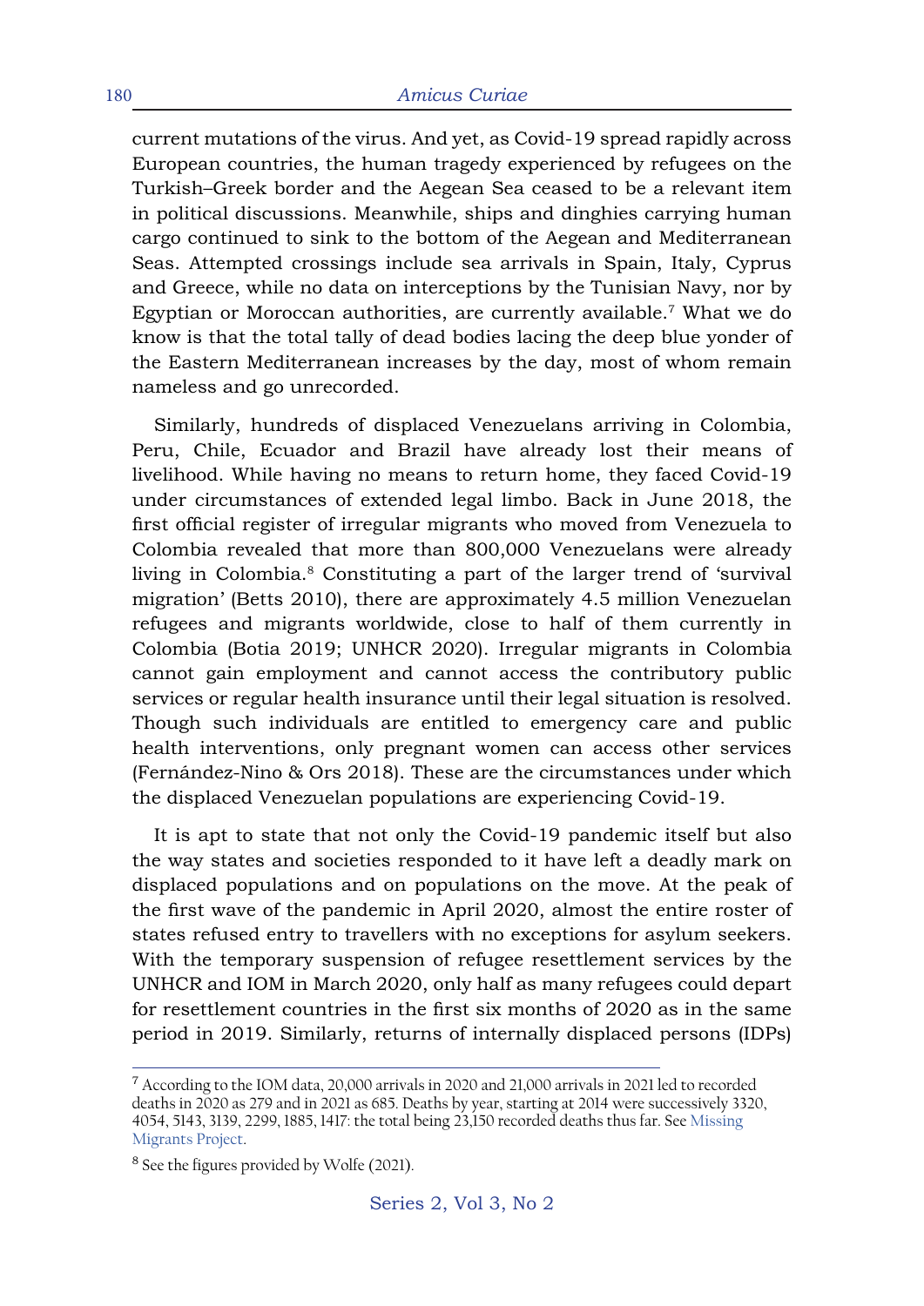current mutations of the virus. And yet, as Covid-19 spread rapidly across European countries, the human tragedy experienced by refugees on the Turkish–Greek border and the Aegean Sea ceased to be a relevant item in political discussions. Meanwhile, ships and dinghies carrying human cargo continued to sink to the bottom of the Aegean and Mediterranean Seas. Attempted crossings include sea arrivals in Spain, Italy, Cyprus and Greece, while no data on interceptions by the Tunisian Navy, nor by Egyptian or Moroccan authorities, are currently available.[7] What we do know is that the total tally of dead bodies lacing the deep blue yonder of the Eastern Mediterranean increases by the day, most of whom remain nameless and go unrecorded.

Similarly, hundreds of displaced Venezuelans arriving in Colombia, Peru, Chile, Ecuador and Brazil have already lost their means of livelihood. While having no means to return home, they faced Covid-19 under circumstances of extended legal limbo. Back in June 2018, the first official register of irregular migrants who moved from Venezuela to Colombia revealed that more than 800,000 Venezuelans were already living in Colombia.[8] Constituting a part of the larger trend of 'survival migration' (Betts 2010), there are approximately 4.5 million Venezuelan refugees and migrants worldwide, close to half of them currently in Colombia (Botia 2019; UNHCR 2020). Irregular migrants in Colombia cannot gain employment and cannot access the contributory public services or regular health insurance until their legal situation is resolved. Though such individuals are entitled to emergency care and public health interventions, only pregnant women can access other services (Fernández-Nino & Ors 2018). These are the circumstances under which the displaced Venezuelan populations are experiencing Covid-19.

It is apt to state that not only the Covid-19 pandemic itself but also the way states and societies responded to it have left a deadly mark on displaced populations and on populations on the move. At the peak of the first wave of the pandemic in April 2020, almost the entire roster of states refused entry to travellers with no exceptions for asylum seekers. With the temporary suspension of refugee resettlement services by the UNHCR and IOM in March 2020, only half as many refugees could depart for resettlement countries in the first six months of 2020 as in the same period in 2019. Similarly, returns of internally displaced persons (IDPs)

---

[7] According to the IOM data, 20,000 arrivals in 2020 and 21,000 arrivals in 2021 led to recorded deaths in 2020 as 279 and in 2021 as 685. Deaths by year, starting at 2014 were successively 3320, 4054, 5143, 3139, 2299, 1885, 1417: the total being 23,150 recorded deaths thus far. See Missing Migrants Project.

[8] See the figures provided by Wolfe (2021).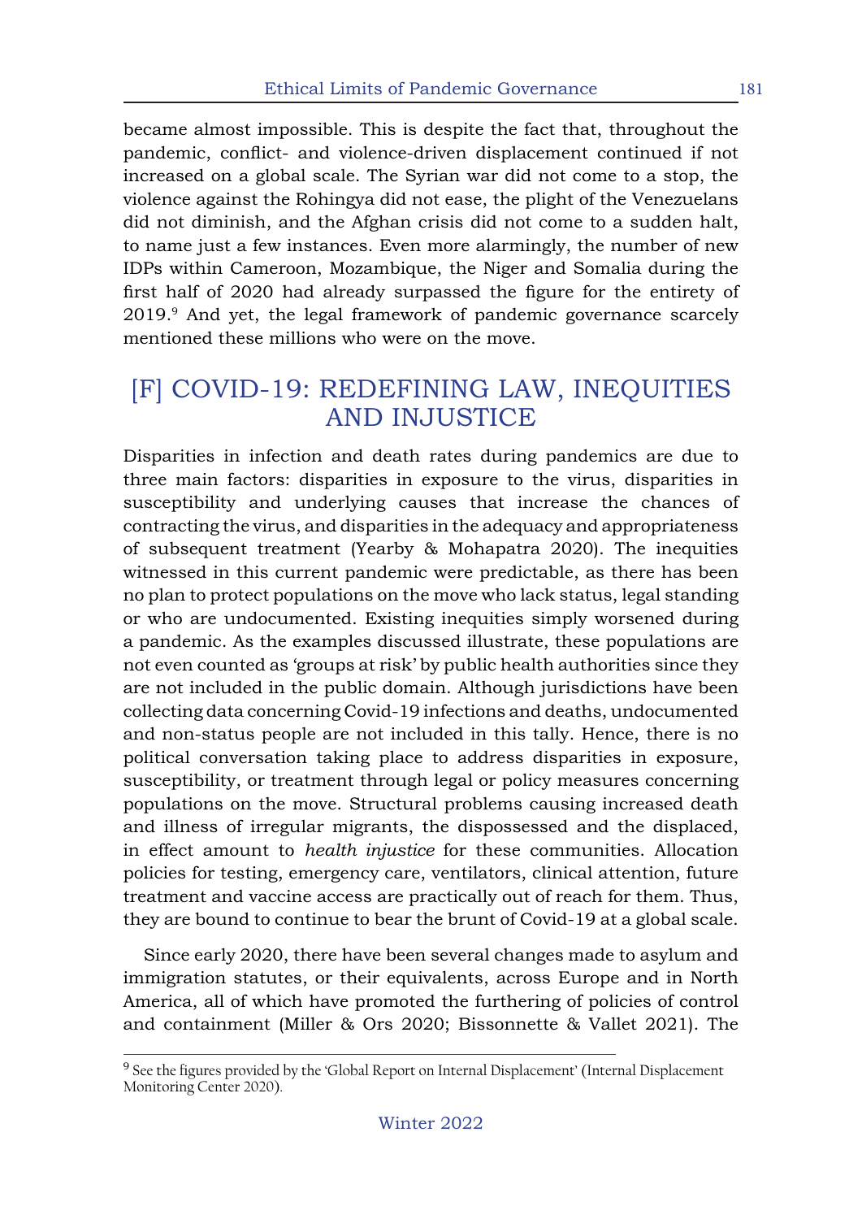became almost impossible. This is despite the fact that, throughout the pandemic, conflict- and violence-driven displacement continued if not increased on a global scale. The Syrian war did not come to a stop, the violence against the Rohingya did not ease, the plight of the Venezuelans did not diminish, and the Afghan crisis did not come to a sudden halt, to name just a few instances. Even more alarmingly, the number of new IDPs within Cameroon, Mozambique, the Niger and Somalia during the first half of 2020 had already surpassed the figure for the entirety of 2019.[9] And yet, the legal framework of pandemic governance scarcely mentioned these millions who were on the move.

## [F] COVID-19: REDEFINING LAW, INEQUITIES AND INJUSTICE

Disparities in infection and death rates during pandemics are due to three main factors: disparities in exposure to the virus, disparities in susceptibility and underlying causes that increase the chances of contracting the virus, and disparities in the adequacy and appropriateness of subsequent treatment (Yearby & Mohapatra 2020). The inequities witnessed in this current pandemic were predictable, as there has been no plan to protect populations on the move who lack status, legal standing or who are undocumented. Existing inequities simply worsened during a pandemic. As the examples discussed illustrate, these populations are not even counted as 'groups at risk' by public health authorities since they are not included in the public domain. Although jurisdictions have been collecting data concerning Covid-19 infections and deaths, undocumented and non-status people are not included in this tally. Hence, there is no political conversation taking place to address disparities in exposure, susceptibility, or treatment through legal or policy measures concerning populations on the move. Structural problems causing increased death and illness of irregular migrants, the dispossessed and the displaced, in effect amount to *health injustice* for these communities. Allocation policies for testing, emergency care, ventilators, clinical attention, future treatment and vaccine access are practically out of reach for them. Thus, they are bound to continue to bear the brunt of Covid-19 at a global scale.

Since early 2020, there have been several changes made to asylum and immigration statutes, or their equivalents, across Europe and in North America, all of which have promoted the furthering of policies of control and containment (Miller & Ors 2020; Bissonnette & Vallet 2021). The

---

[9] See the figures provided by the 'Global Report on Internal Displacement' (Internal Displacement Monitoring Center 2020).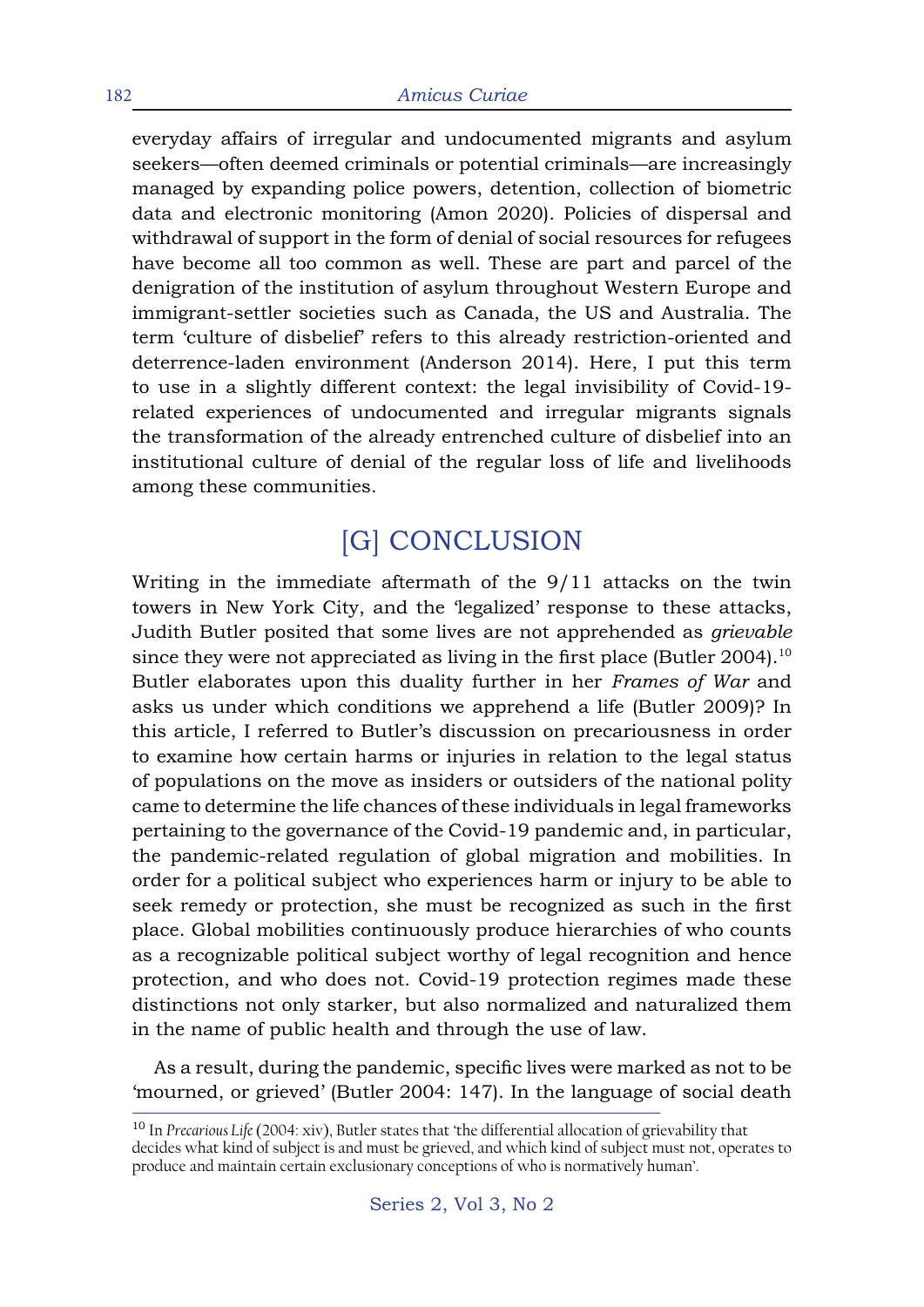everyday affairs of irregular and undocumented migrants and asylum seekers—often deemed criminals or potential criminals—are increasingly managed by expanding police powers, detention, collection of biometric data and electronic monitoring (Amon 2020). Policies of dispersal and withdrawal of support in the form of denial of social resources for refugees have become all too common as well. These are part and parcel of the denigration of the institution of asylum throughout Western Europe and immigrant-settler societies such as Canada, the US and Australia. The term 'culture of disbelief' refers to this already restriction-oriented and deterrence-laden environment (Anderson 2014). Here, I put this term to use in a slightly different context: the legal invisibility of Covid-19-related experiences of undocumented and irregular migrants signals the transformation of the already entrenched culture of disbelief into an institutional culture of denial of the regular loss of life and livelihoods among these communities.

## [G] CONCLUSION

Writing in the immediate aftermath of the 9/11 attacks on the twin towers in New York City, and the 'legalized' response to these attacks, Judith Butler posited that some lives are not apprehended as *grievable* since they were not appreciated as living in the first place (Butler 2004).[10] Butler elaborates upon this duality further in her *Frames of War* and asks us under which conditions we apprehend a life (Butler 2009)? In this article, I referred to Butler's discussion on precariousness in order to examine how certain harms or injuries in relation to the legal status of populations on the move as insiders or outsiders of the national polity came to determine the life chances of these individuals in legal frameworks pertaining to the governance of the Covid-19 pandemic and, in particular, the pandemic-related regulation of global migration and mobilities. In order for a political subject who experiences harm or injury to be able to seek remedy or protection, she must be recognized as such in the first place. Global mobilities continuously produce hierarchies of who counts as a recognizable political subject worthy of legal recognition and hence protection, and who does not. Covid-19 protection regimes made these distinctions not only starker, but also normalized and naturalized them in the name of public health and through the use of law.

As a result, during the pandemic, specific lives were marked as not to be 'mourned, or grieved' (Butler 2004: 147). In the language of social death

[10] In *Precarious Life* (2004: xiv), Butler states that 'the differential allocation of grievability that decides what kind of subject is and must be grieved, and which kind of subject must not, operates to produce and maintain certain exclusionary conceptions of who is normatively human'.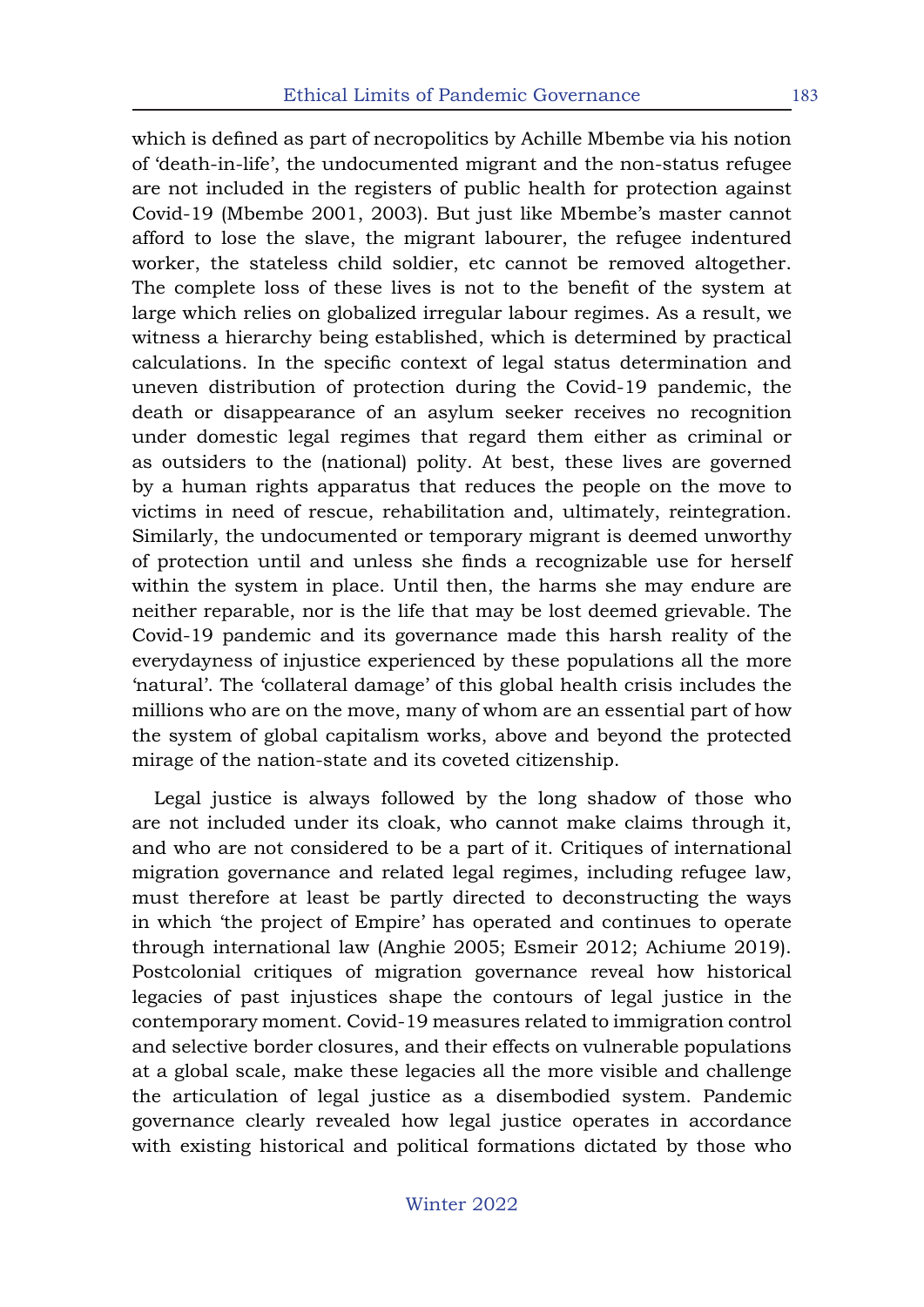which is defined as part of necropolitics by Achille Mbembe via his notion of 'death-in-life', the undocumented migrant and the non-status refugee are not included in the registers of public health for protection against Covid-19 (Mbembe 2001, 2003). But just like Mbembe's master cannot afford to lose the slave, the migrant labourer, the refugee indentured worker, the stateless child soldier, etc cannot be removed altogether. The complete loss of these lives is not to the benefit of the system at large which relies on globalized irregular labour regimes. As a result, we witness a hierarchy being established, which is determined by practical calculations. In the specific context of legal status determination and uneven distribution of protection during the Covid-19 pandemic, the death or disappearance of an asylum seeker receives no recognition under domestic legal regimes that regard them either as criminal or as outsiders to the (national) polity. At best, these lives are governed by a human rights apparatus that reduces the people on the move to victims in need of rescue, rehabilitation and, ultimately, reintegration. Similarly, the undocumented or temporary migrant is deemed unworthy of protection until and unless she finds a recognizable use for herself within the system in place. Until then, the harms she may endure are neither reparable, nor is the life that may be lost deemed grievable. The Covid-19 pandemic and its governance made this harsh reality of the everydayness of injustice experienced by these populations all the more 'natural'. The 'collateral damage' of this global health crisis includes the millions who are on the move, many of whom are an essential part of how the system of global capitalism works, above and beyond the protected mirage of the nation-state and its coveted citizenship.

Legal justice is always followed by the long shadow of those who are not included under its cloak, who cannot make claims through it, and who are not considered to be a part of it. Critiques of international migration governance and related legal regimes, including refugee law, must therefore at least be partly directed to deconstructing the ways in which 'the project of Empire' has operated and continues to operate through international law (Anghie 2005; Esmeir 2012; Achiume 2019). Postcolonial critiques of migration governance reveal how historical legacies of past injustices shape the contours of legal justice in the contemporary moment. Covid-19 measures related to immigration control and selective border closures, and their effects on vulnerable populations at a global scale, make these legacies all the more visible and challenge the articulation of legal justice as a disembodied system. Pandemic governance clearly revealed how legal justice operates in accordance with existing historical and political formations dictated by those who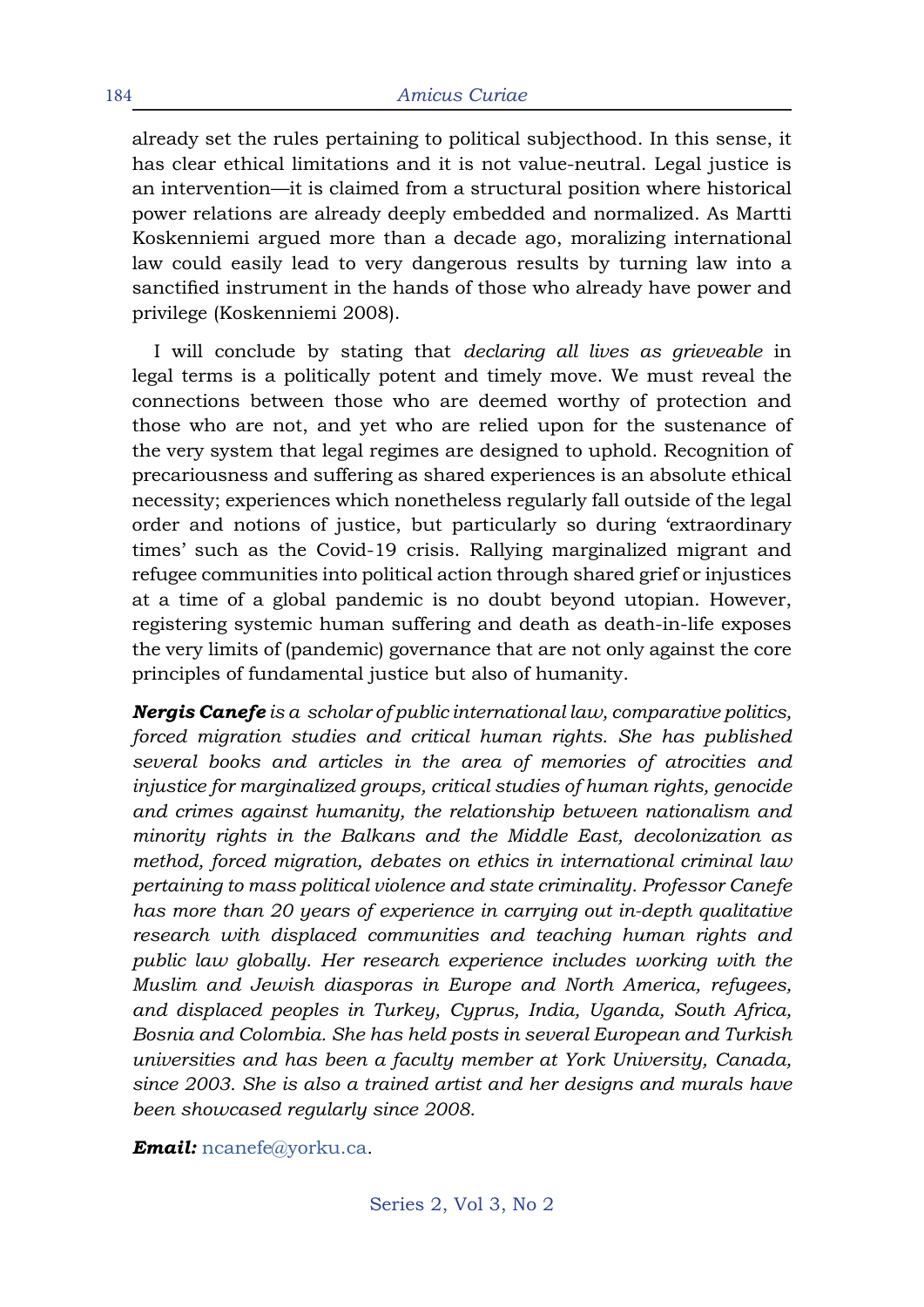already set the rules pertaining to political subjecthood. In this sense, it has clear ethical limitations and it is not value-neutral. Legal justice is an intervention—it is claimed from a structural position where historical power relations are already deeply embedded and normalized. As Martti Koskenniemi argued more than a decade ago, moralizing international law could easily lead to very dangerous results by turning law into a sanctified instrument in the hands of those who already have power and privilege (Koskenniemi 2008).

I will conclude by stating that *declaring all lives as grieveable* in legal terms is a politically potent and timely move. We must reveal the connections between those who are deemed worthy of protection and those who are not, and yet who are relied upon for the sustenance of the very system that legal regimes are designed to uphold. Recognition of precariousness and suffering as shared experiences is an absolute ethical necessity; experiences which nonetheless regularly fall outside of the legal order and notions of justice, but particularly so during 'extraordinary times' such as the Covid-19 crisis. Rallying marginalized migrant and refugee communities into political action through shared grief or injustices at a time of a global pandemic is no doubt beyond utopian. However, registering systemic human suffering and death as death-in-life exposes the very limits of (pandemic) governance that are not only against the core principles of fundamental justice but also of humanity.

***Nergis Canefe*** *is a scholar of public international law, comparative politics, forced migration studies and critical human rights. She has published several books and articles in the area of memories of atrocities and injustice for marginalized groups, critical studies of human rights, genocide and crimes against humanity, the relationship between nationalism and minority rights in the Balkans and the Middle East, decolonization as method, forced migration, debates on ethics in international criminal law pertaining to mass political violence and state criminality. Professor Canefe has more than 20 years of experience in carrying out in-depth qualitative research with displaced communities and teaching human rights and public law globally. Her research experience includes working with the Muslim and Jewish diasporas in Europe and North America, refugees, and displaced peoples in Turkey, Cyprus, India, Uganda, South Africa, Bosnia and Colombia. She has held posts in several European and Turkish universities and has been a faculty member at York University, Canada, since 2003. She is also a trained artist and her designs and murals have been showcased regularly since 2008.*

***Email:*** ncanefe@yorku.ca.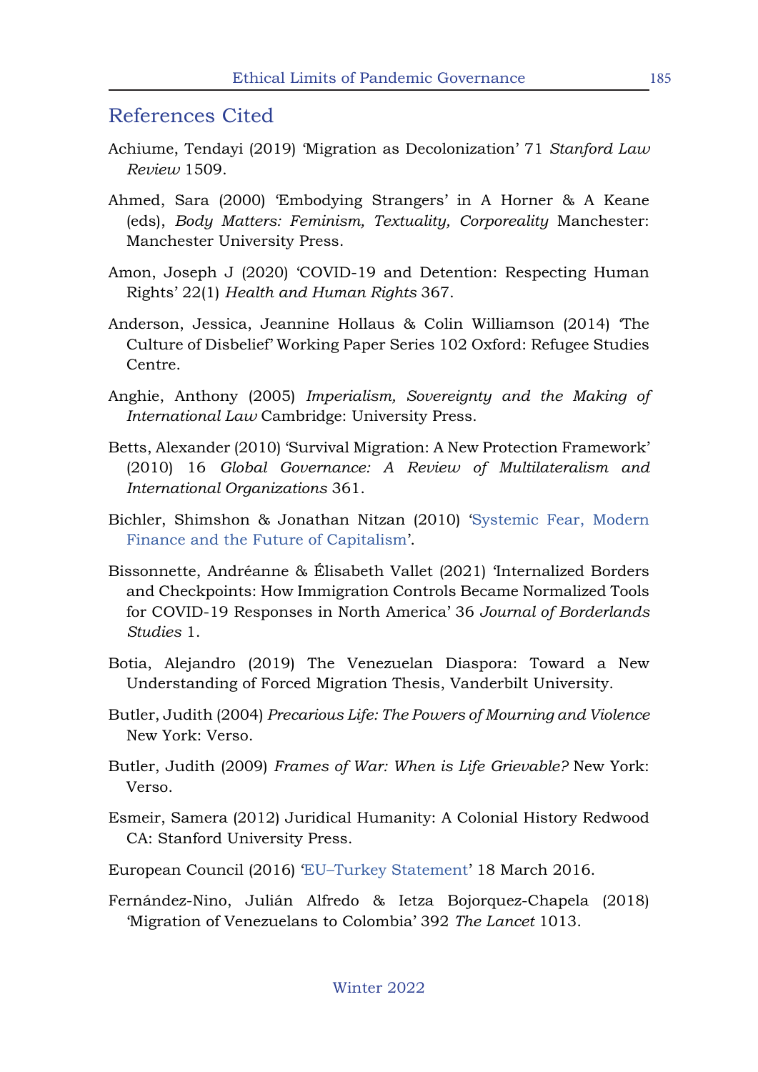## References Cited

Achiume, Tendayi (2019) 'Migration as Decolonization' 71 *Stanford Law Review* 1509.

Ahmed, Sara (2000) 'Embodying Strangers' in A Horner & A Keane (eds), *Body Matters: Feminism, Textuality, Corporeality* Manchester: Manchester University Press.

Amon, Joseph J (2020) 'COVID-19 and Detention: Respecting Human Rights' 22(1) *Health and Human Rights* 367.

Anderson, Jessica, Jeannine Hollaus & Colin Williamson (2014) 'The Culture of Disbelief' Working Paper Series 102 Oxford: Refugee Studies Centre.

Anghie, Anthony (2005) *Imperialism, Sovereignty and the Making of International Law* Cambridge: University Press.

Betts, Alexander (2010) 'Survival Migration: A New Protection Framework' (2010) 16 *Global Governance: A Review of Multilateralism and International Organizations* 361.

Bichler, Shimshon & Jonathan Nitzan (2010) 'Systemic Fear, Modern Finance and the Future of Capitalism'.

Bissonnette, Andréanne & Élisabeth Vallet (2021) 'Internalized Borders and Checkpoints: How Immigration Controls Became Normalized Tools for COVID-19 Responses in North America' 36 *Journal of Borderlands Studies* 1.

Botia, Alejandro (2019) The Venezuelan Diaspora: Toward a New Understanding of Forced Migration Thesis, Vanderbilt University.

Butler, Judith (2004) *Precarious Life: The Powers of Mourning and Violence* New York: Verso.

Butler, Judith (2009) *Frames of War: When is Life Grievable?* New York: Verso.

Esmeir, Samera (2012) Juridical Humanity: A Colonial History Redwood CA: Stanford University Press.

European Council (2016) 'EU–Turkey Statement' 18 March 2016.

Fernández-Nino, Julián Alfredo & Ietza Bojorquez-Chapela (2018) 'Migration of Venezuelans to Colombia' 392 *The Lancet* 1013.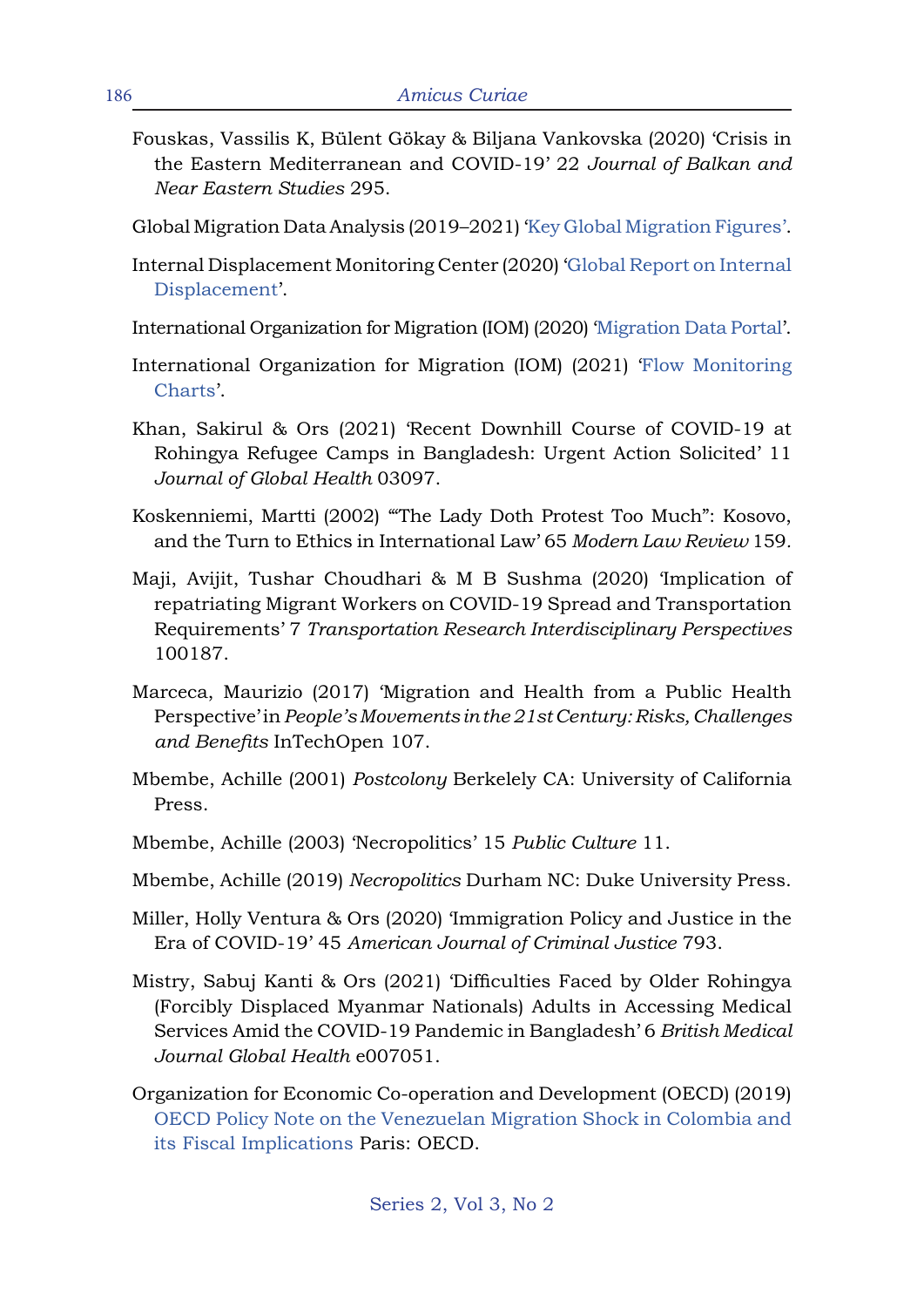Fouskas, Vassilis K, Bülent Gökay & Biljana Vankovska (2020) 'Crisis in the Eastern Mediterranean and COVID-19' 22 *Journal of Balkan and Near Eastern Studies* 295.

Global Migration Data Analysis (2019–2021) 'Key Global Migration Figures'.

Internal Displacement Monitoring Center (2020) 'Global Report on Internal Displacement'.

International Organization for Migration (IOM) (2020) 'Migration Data Portal'.

International Organization for Migration (IOM) (2021) 'Flow Monitoring Charts'.

Khan, Sakirul & Ors (2021) 'Recent Downhill Course of COVID-19 at Rohingya Refugee Camps in Bangladesh: Urgent Action Solicited' 11 *Journal of Global Health* 03097.

Koskenniemi, Martti (2002) '"The Lady Doth Protest Too Much": Kosovo, and the Turn to Ethics in International Law' 65 *Modern Law Review* 159.

Maji, Avijit, Tushar Choudhari & M B Sushma (2020) 'Implication of repatriating Migrant Workers on COVID-19 Spread and Transportation Requirements' 7 *Transportation Research Interdisciplinary Perspectives* 100187.

Marceca, Maurizio (2017) 'Migration and Health from a Public Health Perspective' in *People's Movements in the 21st Century: Risks, Challenges and Benefits* InTechOpen 107.

Mbembe, Achille (2001) *Postcolony* Berkelely CA: University of California Press.

Mbembe, Achille (2003) 'Necropolitics' 15 *Public Culture* 11.

Mbembe, Achille (2019) *Necropolitics* Durham NC: Duke University Press.

Miller, Holly Ventura & Ors (2020) 'Immigration Policy and Justice in the Era of COVID-19' 45 *American Journal of Criminal Justice* 793.

Mistry, Sabuj Kanti & Ors (2021) 'Difficulties Faced by Older Rohingya (Forcibly Displaced Myanmar Nationals) Adults in Accessing Medical Services Amid the COVID-19 Pandemic in Bangladesh' 6 *British Medical Journal Global Health* e007051.

Organization for Economic Co-operation and Development (OECD) (2019) OECD Policy Note on the Venezuelan Migration Shock in Colombia and its Fiscal Implications Paris: OECD.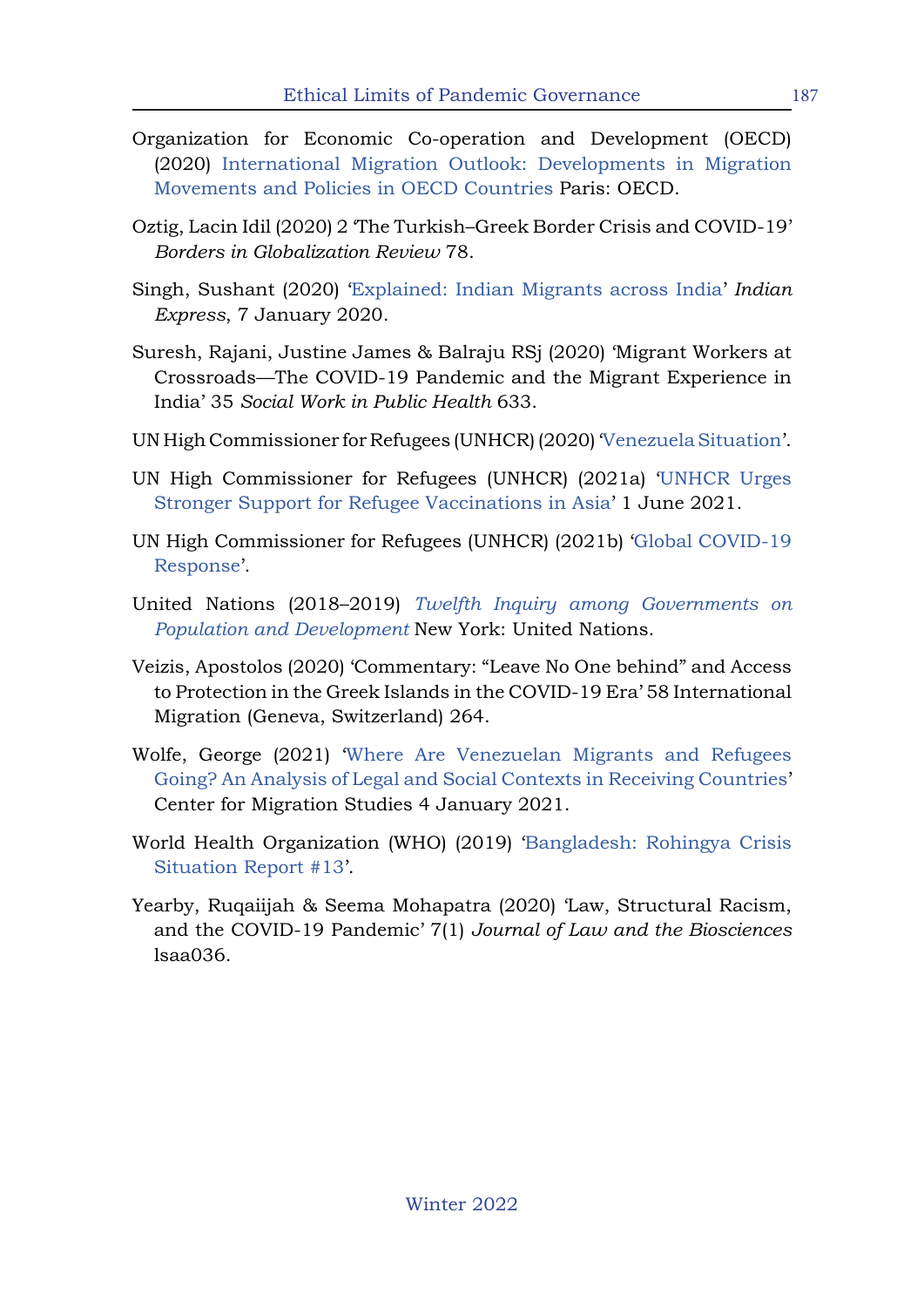Organization for Economic Co-operation and Development (OECD) (2020) International Migration Outlook: Developments in Migration Movements and Policies in OECD Countries Paris: OECD.

Oztig, Lacin Idil (2020) 2 'The Turkish–Greek Border Crisis and COVID-19' *Borders in Globalization Review* 78.

Singh, Sushant (2020) 'Explained: Indian Migrants across India' *Indian Express*, 7 January 2020.

Suresh, Rajani, Justine James & Balraju RSj (2020) 'Migrant Workers at Crossroads—The COVID-19 Pandemic and the Migrant Experience in India' 35 *Social Work in Public Health* 633.

UN High Commissioner for Refugees (UNHCR) (2020) 'Venezuela Situation'.

UN High Commissioner for Refugees (UNHCR) (2021a) 'UNHCR Urges Stronger Support for Refugee Vaccinations in Asia' 1 June 2021.

UN High Commissioner for Refugees (UNHCR) (2021b) 'Global COVID-19 Response'.

United Nations (2018–2019) *Twelfth Inquiry among Governments on Population and Development* New York: United Nations.

Veizis, Apostolos (2020) 'Commentary: "Leave No One behind" and Access to Protection in the Greek Islands in the COVID-19 Era' 58 International Migration (Geneva, Switzerland) 264.

Wolfe, George (2021) 'Where Are Venezuelan Migrants and Refugees Going? An Analysis of Legal and Social Contexts in Receiving Countries' Center for Migration Studies 4 January 2021.

World Health Organization (WHO) (2019) 'Bangladesh: Rohingya Crisis Situation Report #13'.

Yearby, Ruqaiijah & Seema Mohapatra (2020) 'Law, Structural Racism, and the COVID-19 Pandemic' 7(1) *Journal of Law and the Biosciences* lsaa036.